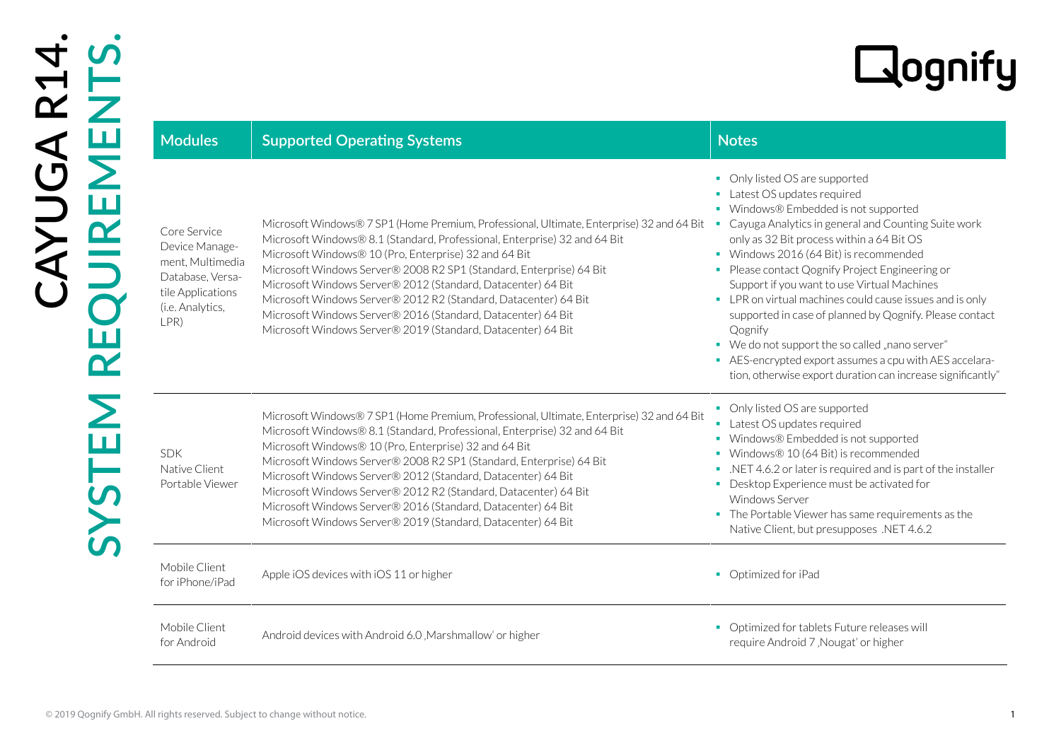# CAYUGA R14.
## SYSTEM REQUIREMENTS.

Qognify

| Modules | Supported Operating Systems | Notes |
| --- | --- | --- |
| Core Service<br>Device Management, Multimedia Database, Versatile Applications (i.e. Analytics, LPR) | Microsoft Windows® 7 SP1 (Home Premium, Professional, Ultimate, Enterprise) 32 and 64 Bit<br>Microsoft Windows® 8.1 (Standard, Professional, Enterprise) 32 and 64 Bit<br>Microsoft Windows® 10 (Pro, Enterprise) 32 and 64 Bit<br>Microsoft Windows Server® 2008 R2 SP1 (Standard, Enterprise) 64 Bit<br>Microsoft Windows Server® 2012 (Standard, Datacenter) 64 Bit<br>Microsoft Windows Server® 2012 R2 (Standard, Datacenter) 64 Bit<br>Microsoft Windows Server® 2016 (Standard, Datacenter) 64 Bit<br>Microsoft Windows Server® 2019 (Standard, Datacenter) 64 Bit | ▪ Only listed OS are supported<br>▪ Latest OS updates required<br>▪ Windows® Embedded is not supported<br>▪ Cayuga Analytics in general and Counting Suite work only as 32 Bit process within a 64 Bit OS<br>▪ Windows 2016 (64 Bit) is recommended<br>▪ Please contact Qognify Project Engineering or Support if you want to use Virtual Machines<br>▪ LPR on virtual machines could cause issues and is only supported in case of planned by Qognify. Please contact Qognify<br>▪ We do not support the so called „nano server"<br>▪ AES-encrypted export assumes a cpu with AES accelaration, otherwise export duration can increase significantly" |
| SDK<br>Native Client<br>Portable Viewer | Microsoft Windows® 7 SP1 (Home Premium, Professional, Ultimate, Enterprise) 32 and 64 Bit<br>Microsoft Windows® 8.1 (Standard, Professional, Enterprise) 32 and 64 Bit<br>Microsoft Windows® 10 (Pro, Enterprise) 32 and 64 Bit<br>Microsoft Windows Server® 2008 R2 SP1 (Standard, Enterprise) 64 Bit<br>Microsoft Windows Server® 2012 (Standard, Datacenter) 64 Bit<br>Microsoft Windows Server® 2012 R2 (Standard, Datacenter) 64 Bit<br>Microsoft Windows Server® 2016 (Standard, Datacenter) 64 Bit<br>Microsoft Windows Server® 2019 (Standard, Datacenter) 64 Bit | ▪ Only listed OS are supported<br>▪ Latest OS updates required<br>▪ Windows® Embedded is not supported<br>▪ Windows® 10 (64 Bit) is recommended<br>▪ .NET 4.6.2 or later is required and is part of the installer<br>▪ Desktop Experience must be activated for Windows Server<br>▪ The Portable Viewer has same requirements as the Native Client, but presupposes .NET 4.6.2 |
| Mobile Client for iPhone/iPad | Apple iOS devices with iOS 11 or higher | ▪ Optimized for iPad |
| Mobile Client for Android | Android devices with Android 6.0 ‚Marshmallow' or higher | ▪ Optimized for tablets Future releases will require Android 7 ‚Nougat' or higher |

© 2019 Qognify GmbH. All rights reserved. Subject to change without notice.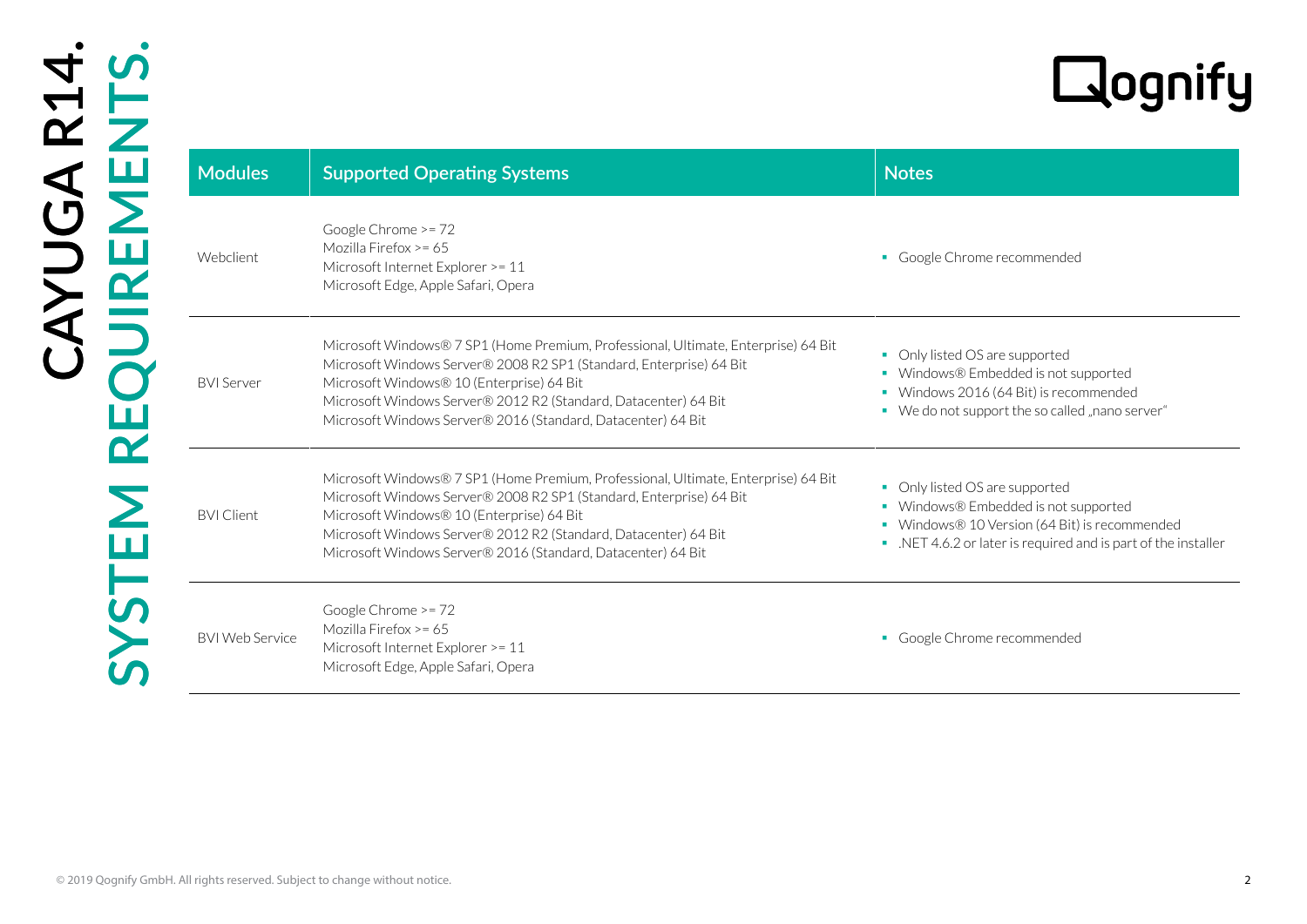# CAYUGA R14.

## SYSTEM REQUIREMENTS.

| Modules | Supported Operating Systems | Notes |
| --- | --- | --- |
| Webclient | Google Chrome >= 72<br>Mozilla Firefox >= 65<br>Microsoft Internet Explorer >= 11<br>Microsoft Edge, Apple Safari, Opera | ▪ Google Chrome recommended |
| BVI Server | Microsoft Windows® 7 SP1 (Home Premium, Professional, Ultimate, Enterprise) 64 Bit<br>Microsoft Windows Server® 2008 R2 SP1 (Standard, Enterprise) 64 Bit<br>Microsoft Windows® 10 (Enterprise) 64 Bit<br>Microsoft Windows Server® 2012 R2 (Standard, Datacenter) 64 Bit<br>Microsoft Windows Server® 2016 (Standard, Datacenter) 64 Bit | ▪ Only listed OS are supported<br>▪ Windows® Embedded is not supported<br>▪ Windows 2016 (64 Bit) is recommended<br>▪ We do not support the so called „nano server“ |
| BVI Client | Microsoft Windows® 7 SP1 (Home Premium, Professional, Ultimate, Enterprise) 64 Bit<br>Microsoft Windows Server® 2008 R2 SP1 (Standard, Enterprise) 64 Bit<br>Microsoft Windows® 10 (Enterprise) 64 Bit<br>Microsoft Windows Server® 2012 R2 (Standard, Datacenter) 64 Bit<br>Microsoft Windows Server® 2016 (Standard, Datacenter) 64 Bit | ▪ Only listed OS are supported<br>▪ Windows® Embedded is not supported<br>▪ Windows® 10 Version (64 Bit) is recommended<br>▪ .NET 4.6.2 or later is required and is part of the installer |
| BVI Web Service | Google Chrome >= 72<br>Mozilla Firefox >= 65<br>Microsoft Internet Explorer >= 11<br>Microsoft Edge, Apple Safari, Opera | ▪ Google Chrome recommended |

© 2019 Qognify GmbH. All rights reserved. Subject to change without notice.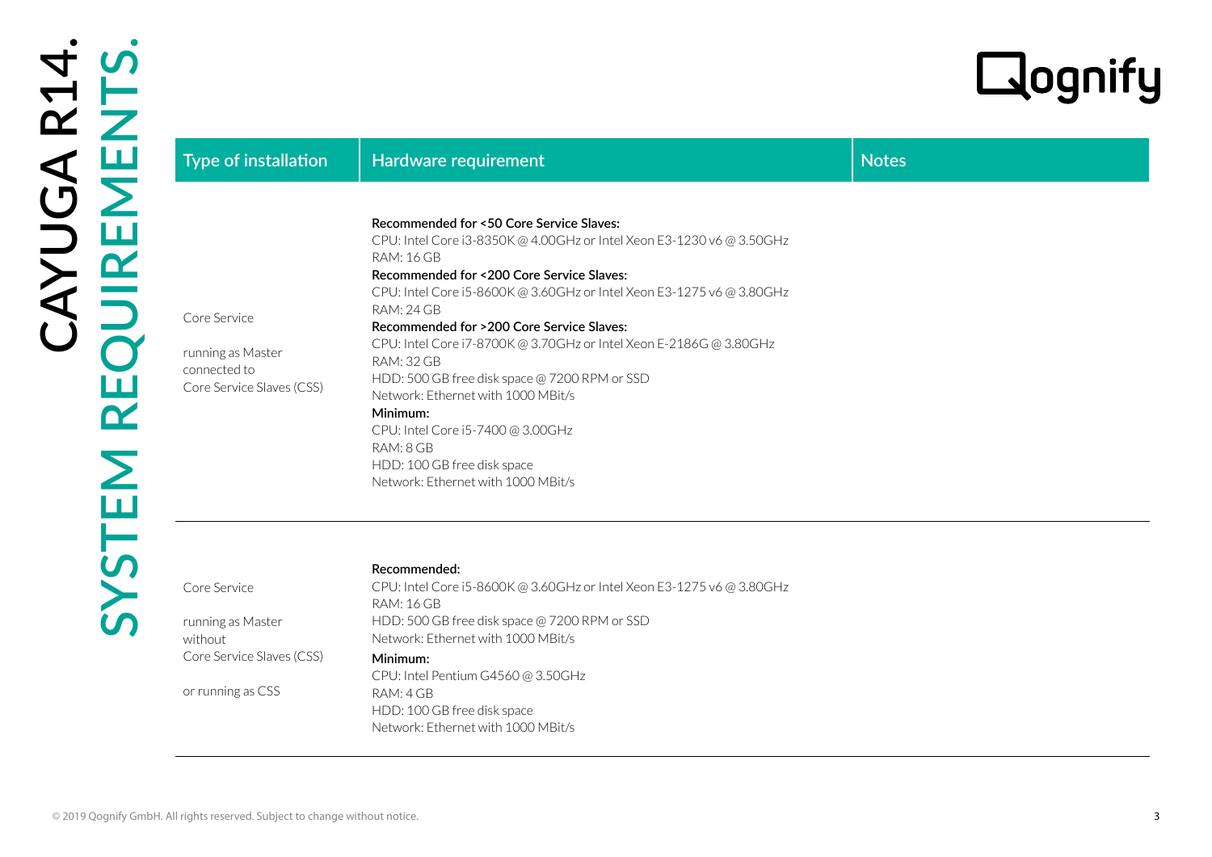| Type of installation | Hardware requirement | Notes |
|---|---|---|
| Core Service<br><br>running as Master connected to Core Service Slaves (CSS) | **Recommended for <50 Core Service Slaves:**<br>CPU: Intel Core i3-8350K @ 4.00GHz or Intel Xeon E3-1230 v6 @ 3.50GHz<br>RAM: 16 GB<br>**Recommended for <200 Core Service Slaves:**<br>CPU: Intel Core i5-8600K @ 3.60GHz or Intel Xeon E3-1275 v6 @ 3.80GHz<br>RAM: 24 GB<br>**Recommended for >200 Core Service Slaves:**<br>CPU: Intel Core i7-8700K @ 3.70GHz or Intel Xeon E-2186G @ 3.80GHz<br>RAM: 32 GB<br>HDD: 500 GB free disk space @ 7200 RPM or SSD<br>Network: Ethernet with 1000 MBit/s<br>**Minimum:**<br>CPU: Intel Core i5-7400 @ 3.00GHz<br>RAM: 8 GB<br>HDD: 100 GB free disk space<br>Network: Ethernet with 1000 MBit/s | |
| Core Service<br><br>running as Master without Core Service Slaves (CSS)<br><br>or running as CSS | **Recommended:**<br>CPU: Intel Core i5-8600K @ 3.60GHz or Intel Xeon E3-1275 v6 @ 3.80GHz<br>RAM: 16 GB<br>HDD: 500 GB free disk space @ 7200 RPM or SSD<br>Network: Ethernet with 1000 MBit/s<br>**Minimum:**<br>CPU: Intel Pentium G4560 @ 3.50GHz<br>RAM: 4 GB<br>HDD: 100 GB free disk space<br>Network: Ethernet with 1000 MBit/s | |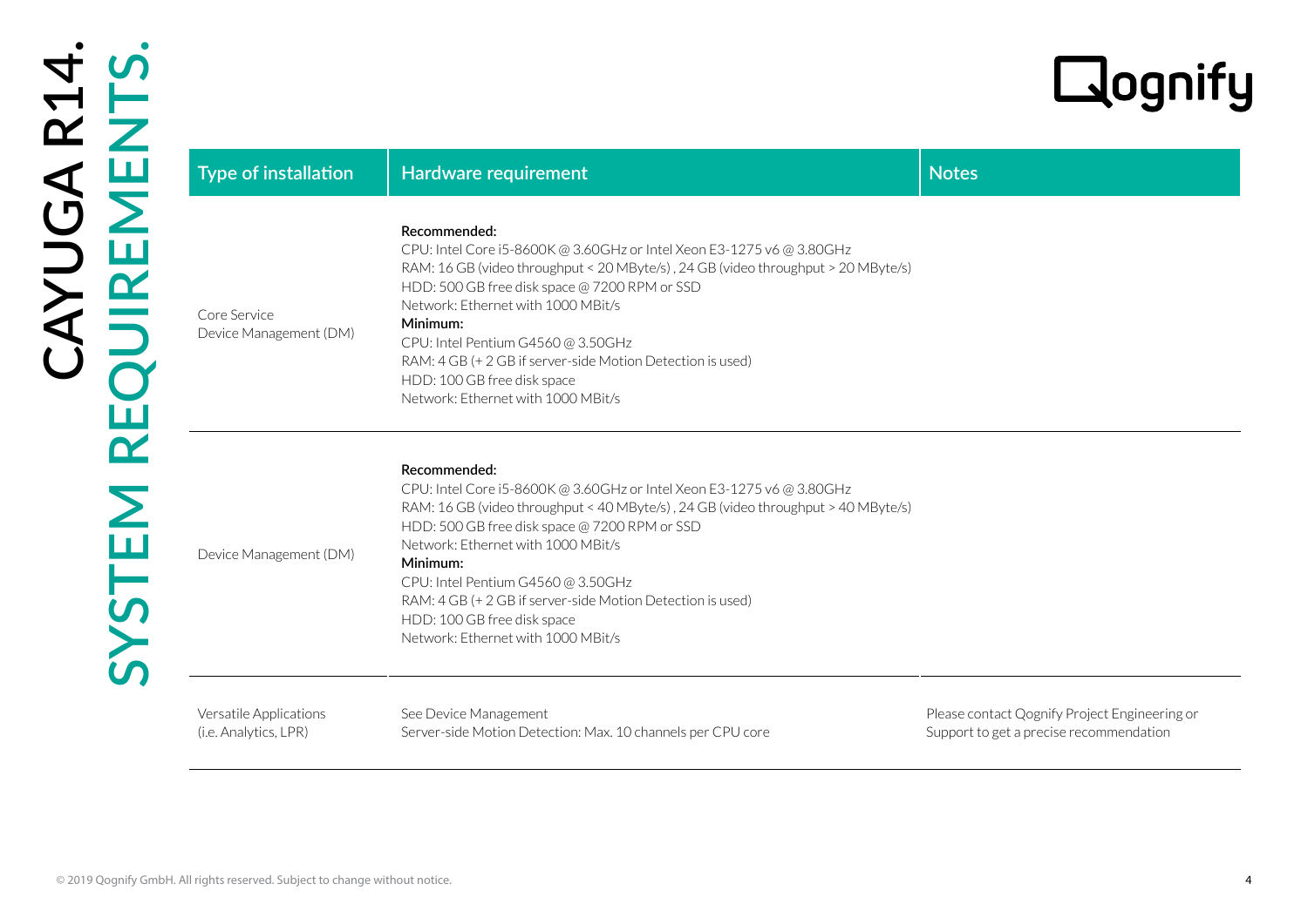# CAYUGA R14.
## SYSTEM REQUIREMENTS.

| Type of installation | Hardware requirement | Notes |
|---|---|---|
| Core Service<br>Device Management (DM) | **Recommended:**<br>CPU: Intel Core i5-8600K @ 3.60GHz or Intel Xeon E3-1275 v6 @ 3.80GHz<br>RAM: 16 GB (video throughput < 20 MByte/s) , 24 GB (video throughput > 20 MByte/s)<br>HDD: 500 GB free disk space @ 7200 RPM or SSD<br>Network: Ethernet with 1000 MBit/s<br>**Minimum:**<br>CPU: Intel Pentium G4560 @ 3.50GHz<br>RAM: 4 GB (+ 2 GB if server-side Motion Detection is used)<br>HDD: 100 GB free disk space<br>Network: Ethernet with 1000 MBit/s | |
| Device Management (DM) | **Recommended:**<br>CPU: Intel Core i5-8600K @ 3.60GHz or Intel Xeon E3-1275 v6 @ 3.80GHz<br>RAM: 16 GB (video throughput < 40 MByte/s) , 24 GB (video throughput > 40 MByte/s)<br>HDD: 500 GB free disk space @ 7200 RPM or SSD<br>Network: Ethernet with 1000 MBit/s<br>**Minimum:**<br>CPU: Intel Pentium G4560 @ 3.50GHz<br>RAM: 4 GB (+ 2 GB if server-side Motion Detection is used)<br>HDD: 100 GB free disk space<br>Network: Ethernet with 1000 MBit/s | |
| Versatile Applications<br>(i.e. Analytics, LPR) | See Device Management<br>Server-side Motion Detection: Max. 10 channels per CPU core | Please contact Qognify Project Engineering or Support to get a precise recommendation |

© 2019 Qognify GmbH. All rights reserved. Subject to change without notice.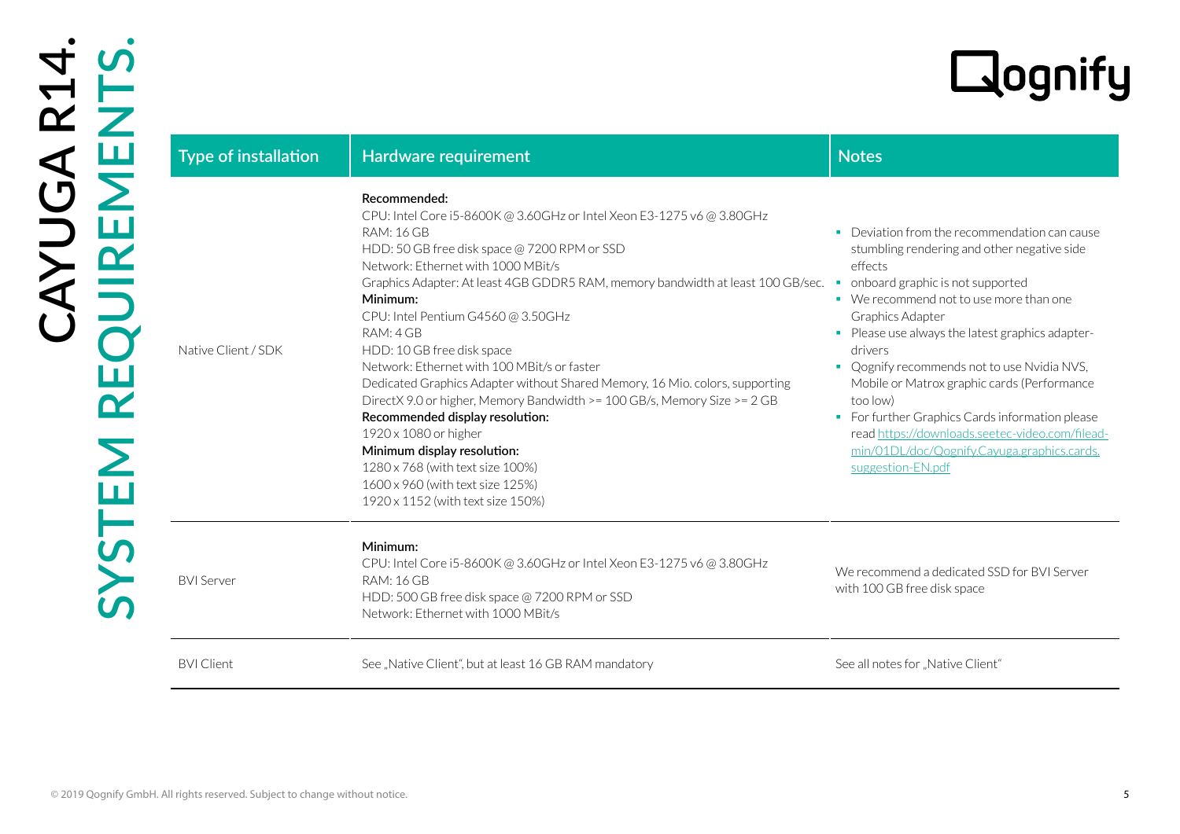# CAYUGA R14.

## SYSTEM REQUIREMENTS.

| Type of installation | Hardware requirement | Notes |
|---|---|---|
| Native Client / SDK | **Recommended:**<br>CPU: Intel Core i5-8600K @ 3.60GHz or Intel Xeon E3-1275 v6 @ 3.80GHz<br>RAM: 16 GB<br>HDD: 50 GB free disk space @ 7200 RPM or SSD<br>Network: Ethernet with 1000 MBit/s<br>Graphics Adapter: At least 4GB GDDR5 RAM, memory bandwidth at least 100 GB/sec.<br>**Minimum:**<br>CPU: Intel Pentium G4560 @ 3.50GHz<br>RAM: 4 GB<br>HDD: 10 GB free disk space<br>Network: Ethernet with 100 MBit/s or faster<br>Dedicated Graphics Adapter without Shared Memory, 16 Mio. colors, supporting DirectX 9.0 or higher, Memory Bandwidth >= 100 GB/s, Memory Size >= 2 GB<br>**Recommended display resolution:**<br>1920 x 1080 or higher<br>**Minimum display resolution:**<br>1280 x 768 (with text size 100%)<br>1600 x 960 (with text size 125%)<br>1920 x 1152 (with text size 150%) | ▪ Deviation from the recommendation can cause stumbling rendering and other negative side effects<br>▪ onboard graphic is not supported<br>▪ We recommend not to use more than one Graphics Adapter<br>▪ Please use always the latest graphics adapter-drivers<br>▪ Qognify recommends not to use Nvidia NVS, Mobile or Matrox graphic cards (Performance too low)<br>▪ For further Graphics Cards information please read https://downloads.seetec-video.com/fileadmin/01DL/doc/Qognify.Cayuga.graphics.cards.suggestion-EN.pdf |
| BVI Server | **Minimum:**<br>CPU: Intel Core i5-8600K @ 3.60GHz or Intel Xeon E3-1275 v6 @ 3.80GHz<br>RAM: 16 GB<br>HDD: 500 GB free disk space @ 7200 RPM or SSD<br>Network: Ethernet with 1000 MBit/s | We recommend a dedicated SSD for BVI Server with 100 GB free disk space |
| BVI Client | See „Native Client", but at least 16 GB RAM mandatory | See all notes for „Native Client" |

© 2019 Qognify GmbH. All rights reserved. Subject to change without notice.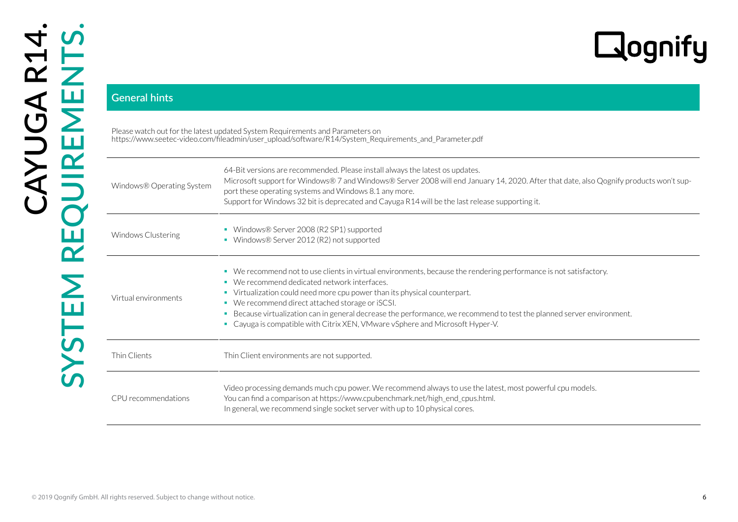## General hints

Please watch out for the latest updated System Requirements and Parameters on
https://www.seetec-video.com/fileadmin/user_upload/software/R14/System_Requirements_and_Parameter.pdf

| | |
|---|---|
| Windows® Operating System | 64-Bit versions are recommended. Please install always the latest os updates.<br>Microsoft support for Windows® 7 and Windows® Server 2008 will end January 14, 2020. After that date, also Qognify products won't support these operating systems and Windows 8.1 any more.<br>Support for Windows 32 bit is deprecated and Cayuga R14 will be the last release supporting it. |
| Windows Clustering | ▪ Windows® Server 2008 (R2 SP1) supported<br>▪ Windows® Server 2012 (R2) not supported |
| Virtual environments | ▪ We recommend not to use clients in virtual environments, because the rendering performance is not satisfactory.<br>▪ We recommend dedicated network interfaces.<br>▪ Virtualization could need more cpu power than its physical counterpart.<br>▪ We recommend direct attached storage or iSCSI.<br>▪ Because virtualization can in general decrease the performance, we recommend to test the planned server environment.<br>▪ Cayuga is compatible with Citrix XEN, VMware vSphere and Microsoft Hyper-V. |
| Thin Clients | Thin Client environments are not supported. |
| CPU recommendations | Video processing demands much cpu power. We recommend always to use the latest, most powerful cpu models.<br>You can find a comparison at https://www.cpubenchmark.net/high_end_cpus.html.<br>In general, we recommend single socket server with up to 10 physical cores. |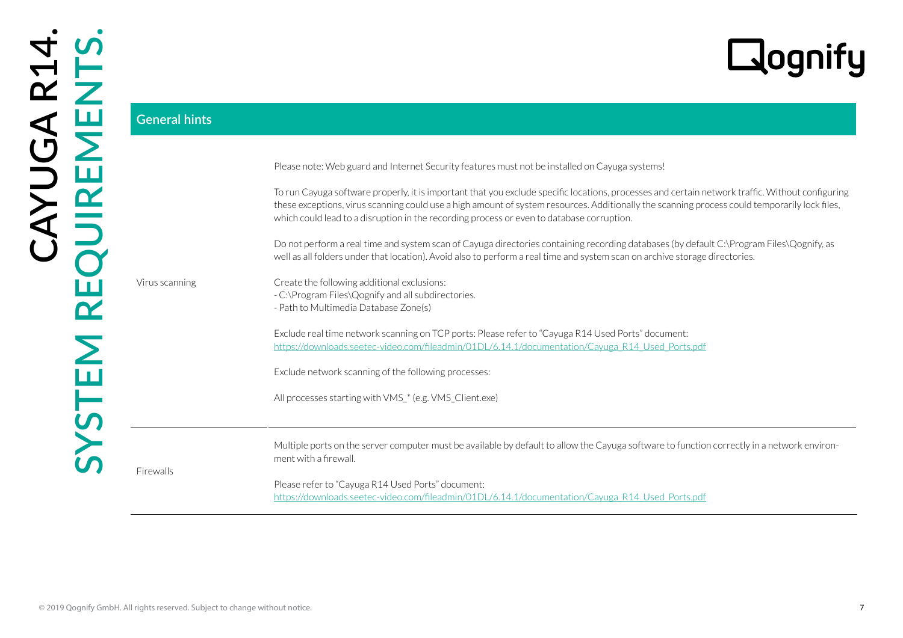## General hints

| | |
|---|---|
| Virus scanning | Please note: Web guard and Internet Security features must not be installed on Cayuga systems!<br><br>To run Cayuga software properly, it is important that you exclude specific locations, processes and certain network traffic. Without configuring these exceptions, virus scanning could use a high amount of system resources. Additionally the scanning process could temporarily lock files, which could lead to a disruption in the recording process or even to database corruption.<br><br>Do not perform a real time and system scan of Cayuga directories containing recording databases (by default C:\Program Files\Qognify, as well as all folders under that location). Avoid also to perform a real time and system scan on archive storage directories.<br><br>Create the following additional exclusions:<br>- C:\Program Files\Qognify and all subdirectories.<br>- Path to Multimedia Database Zone(s)<br><br>Exclude real time network scanning on TCP ports: Please refer to "Cayuga R14 Used Ports" document:<br>https://downloads.seetec-video.com/fileadmin/01DL/6.14.1/documentation/Cayuga_R14_Used_Ports.pdf<br><br>Exclude network scanning of the following processes:<br><br>All processes starting with VMS_* (e.g. VMS_Client.exe) |
| Firewalls | Multiple ports on the server computer must be available by default to allow the Cayuga software to function correctly in a network environment with a firewall.<br><br>Please refer to "Cayuga R14 Used Ports" document:<br>https://downloads.seetec-video.com/fileadmin/01DL/6.14.1/documentation/Cayuga_R14_Used_Ports.pdf |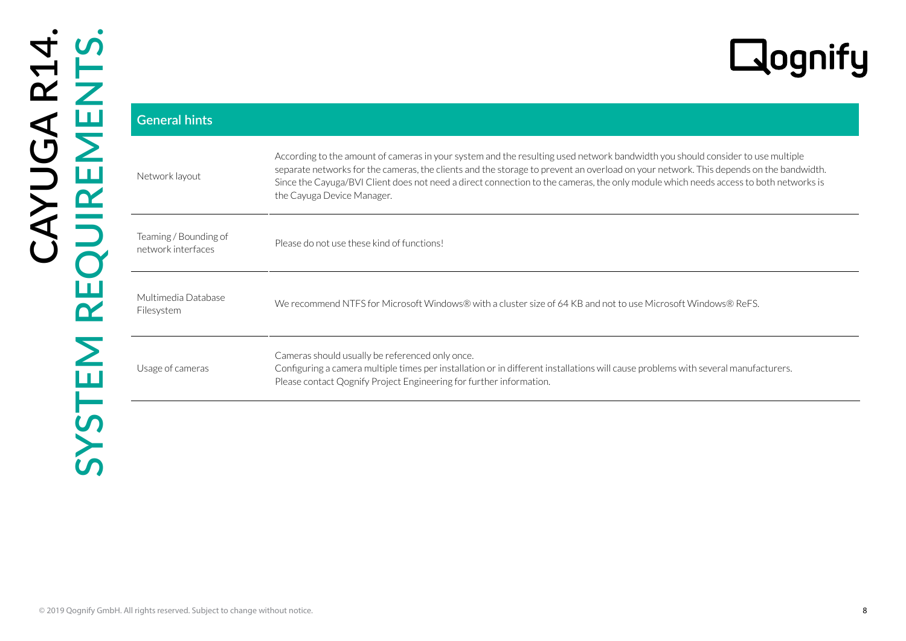| General hints | |
|---|---|
| Network layout | According to the amount of cameras in your system and the resulting used network bandwidth you should consider to use multiple separate networks for the cameras, the clients and the storage to prevent an overload on your network. This depends on the bandwidth. Since the Cayuga/BVI Client does not need a direct connection to the cameras, the only module which needs access to both networks is the Cayuga Device Manager. |
| Teaming / Bounding of network interfaces | Please do not use these kind of functions! |
| Multimedia Database Filesystem | We recommend NTFS for Microsoft Windows® with a cluster size of 64 KB and not to use Microsoft Windows® ReFS. |
| Usage of cameras | Cameras should usually be referenced only once.<br>Configuring a camera multiple times per installation or in different installations will cause problems with several manufacturers.<br>Please contact Qognify Project Engineering for further information. |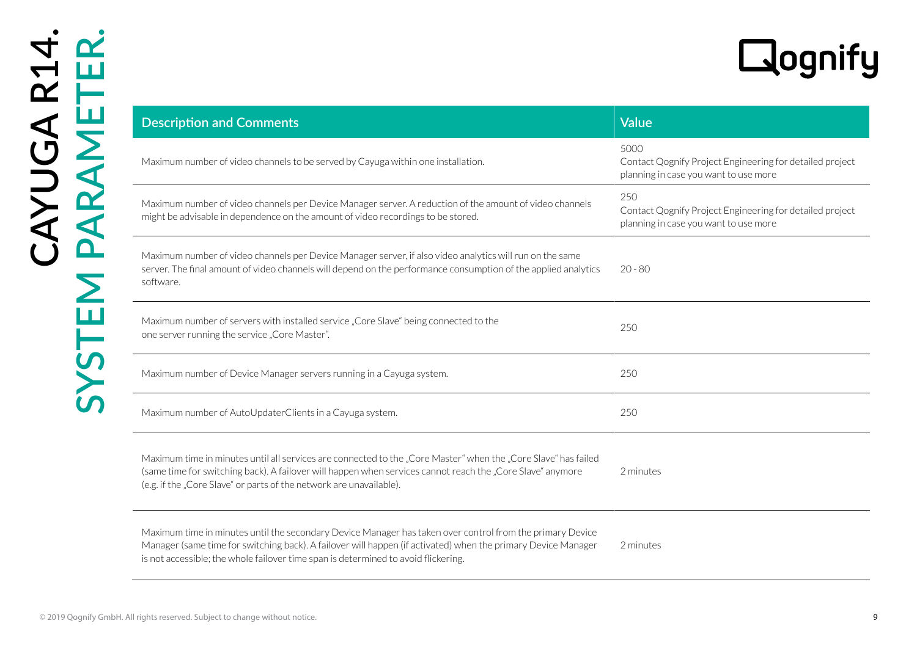# CAYUGA R14.
## SYSTEM PARAMETER.

| Description and Comments | Value |
|---|---|
| Maximum number of video channels to be served by Cayuga within one installation. | 5000<br>Contact Qognify Project Engineering for detailed project planning in case you want to use more |
| Maximum number of video channels per Device Manager server. A reduction of the amount of video channels might be advisable in dependence on the amount of video recordings to be stored. | 250<br>Contact Qognify Project Engineering for detailed project planning in case you want to use more |
| Maximum number of video channels per Device Manager server, if also video analytics will run on the same server. The final amount of video channels will depend on the performance consumption of the applied analytics software. | 20 - 80 |
| Maximum number of servers with installed service „Core Slave" being connected to the one server running the service „Core Master". | 250 |
| Maximum number of Device Manager servers running in a Cayuga system. | 250 |
| Maximum number of AutoUpdaterClients in a Cayuga system. | 250 |
| Maximum time in minutes until all services are connected to the „Core Master" when the „Core Slave" has failed (same time for switching back). A failover will happen when services cannot reach the „Core Slave" anymore (e.g. if the „Core Slave" or parts of the network are unavailable). | 2 minutes |
| Maximum time in minutes until the secondary Device Manager has taken over control from the primary Device Manager (same time for switching back). A failover will happen (if activated) when the primary Device Manager is not accessible; the whole failover time span is determined to avoid flickering. | 2 minutes |

© 2019 Qognify GmbH. All rights reserved. Subject to change without notice.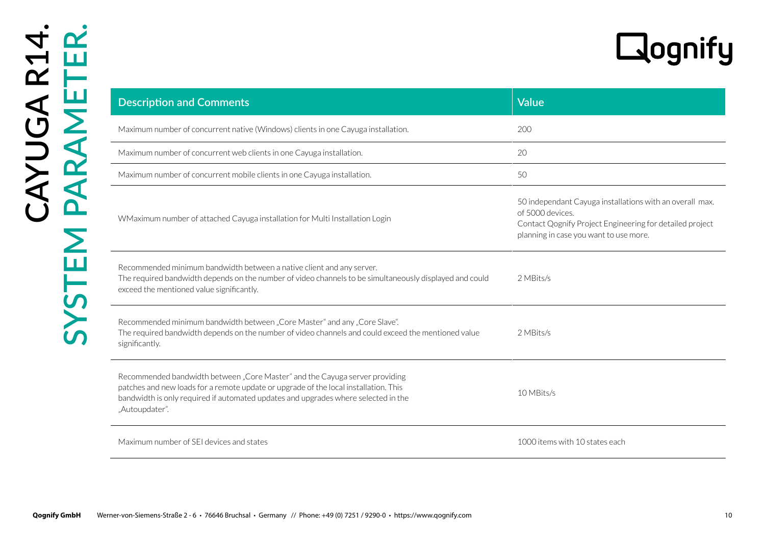| Description and Comments | Value |
|---|---|
| Maximum number of concurrent native (Windows) clients in one Cayuga installation. | 200 |
| Maximum number of concurrent web clients in one Cayuga installation. | 20 |
| Maximum number of concurrent mobile clients in one Cayuga installation. | 50 |
| WMaximum number of attached Cayuga installation for Multi Installation Login | 50 independant Cayuga installations with an overall max. of 5000 devices. Contact Qognify Project Engineering for detailed project planning in case you want to use more. |
| Recommended minimum bandwidth between a native client and any server. The required bandwidth depends on the number of video channels to be simultaneously displayed and could exceed the mentioned value significantly. | 2 MBits/s |
| Recommended minimum bandwidth between „Core Master" and any „Core Slave". The required bandwidth depends on the number of video channels and could exceed the mentioned value significantly. | 2 MBits/s |
| Recommended bandwidth between „Core Master" and the Cayuga server providing patches and new loads for a remote update or upgrade of the local installation. This bandwidth is only required if automated updates and upgrades where selected in the „Autoupdater". | 10 MBits/s |
| Maximum number of SEI devices and states | 1000 items with 10 states each |